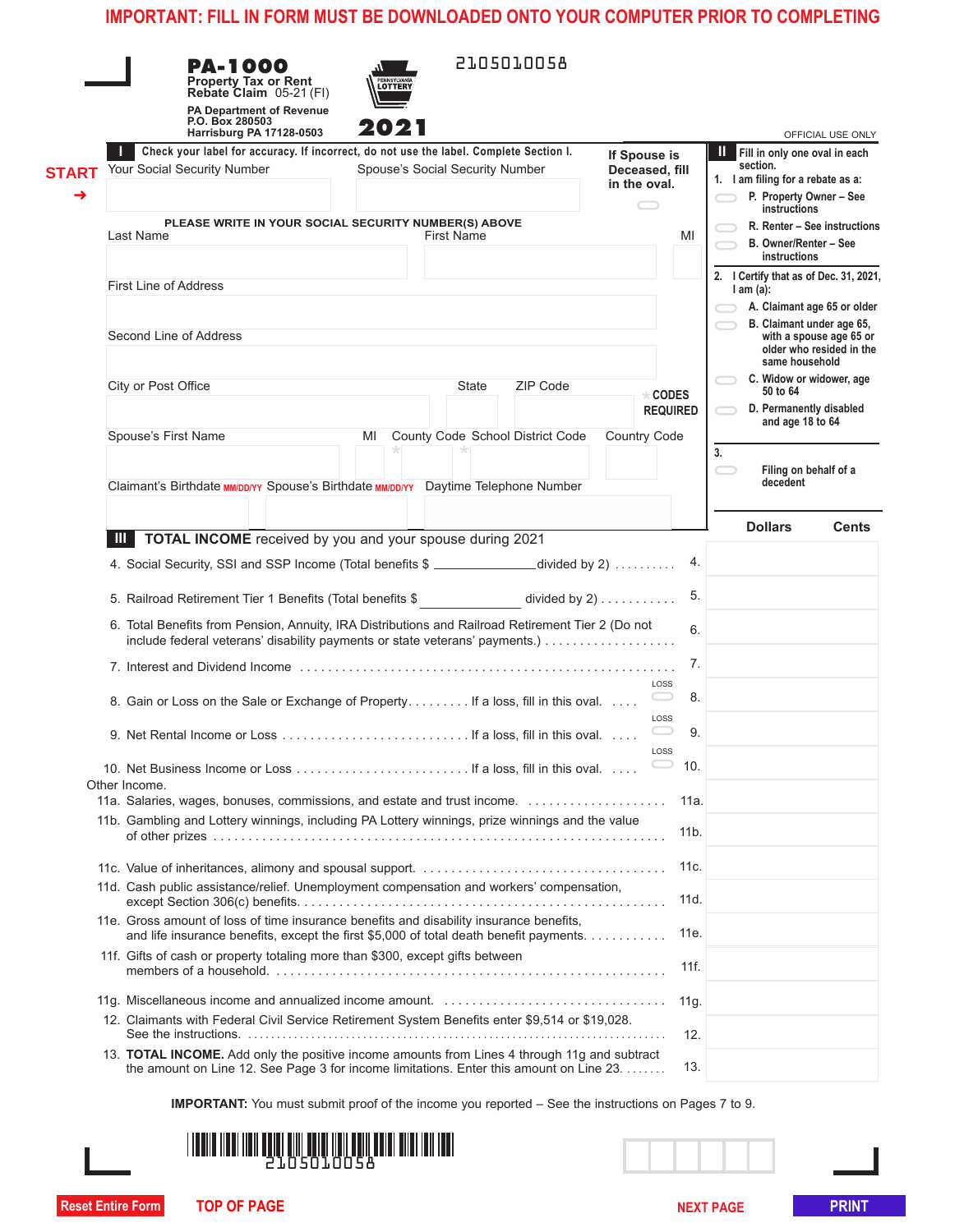IMPORTANT: FILL IN FORM MUST BE DOWNLOADED ONTO YOUR COMPUTER PRIOR TO COMPLETING

# PA-1000

**Property Tax or Rent Rebate Claim** 05-21 (FI)

PA Department of Revenue
P.O. Box 280503
Harrisburg PA 17128-0503

**2021**

2105010058

OFFICIAL USE ONLY

## I Check your label for accuracy. If incorrect, do not use the label. Complete Section I.

START →

Your Social Security Number | Spouse's Social Security Number | If Spouse is Deceased, fill in the oval.

PLEASE WRITE IN YOUR SOCIAL SECURITY NUMBER(S) ABOVE

Last Name | First Name | MI

First Line of Address

Second Line of Address

City or Post Office | State | ZIP Code

* CODES REQUIRED

Spouse's First Name | MI | County Code * | School District Code * | Country Code

Claimant's Birthdate MM/DD/YY | Spouse's Birthdate MM/DD/YY | Daytime Telephone Number

## II Fill in only one oval in each section.

1. I am filing for a rebate as a:
   - P. Property Owner – See instructions
   - R. Renter – See instructions
   - B. Owner/Renter – See instructions

2. I Certify that as of Dec. 31, 2021, I am (a):
   - A. Claimant age 65 or older
   - B. Claimant under age 65, with a spouse age 65 or older who resided in the same household
   - C. Widow or widower, age 50 to 64
   - D. Permanently disabled and age 18 to 64

3. Filing on behalf of a decedent

## III TOTAL INCOME received by you and your spouse during 2021

| Line | Description | Dollars | Cents |
|---|---|---|---|
| 4. | Social Security, SSI and SSP Income (Total benefits $ ______ divided by 2) | | |
| 5. | Railroad Retirement Tier 1 Benefits (Total benefits $ ______ divided by 2) | | |
| 6. | Total Benefits from Pension, Annuity, IRA Distributions and Railroad Retirement Tier 2 (Do not include federal veterans' disability payments or state veterans' payments.) | | |
| 7. | Interest and Dividend Income | | |
| 8. | Gain or Loss on the Sale or Exchange of Property. If a loss, fill in this oval. LOSS | | |
| 9. | Net Rental Income or Loss. If a loss, fill in this oval. LOSS | | |
| 10. | Net Business Income or Loss. If a loss, fill in this oval. LOSS | | |
| | Other Income. | | |
| 11a. | Salaries, wages, bonuses, commissions, and estate and trust income. | | |
| 11b. | Gambling and Lottery winnings, including PA Lottery winnings, prize winnings and the value of other prizes | | |
| 11c. | Value of inheritances, alimony and spousal support. | | |
| 11d. | Cash public assistance/relief. Unemployment compensation and workers' compensation, except Section 306(c) benefits. | | |
| 11e. | Gross amount of loss of time insurance benefits and disability insurance benefits, and life insurance benefits, except the first $5,000 of total death benefit payments. | | |
| 11f. | Gifts of cash or property totaling more than $300, except gifts between members of a household. | | |
| 11g. | Miscellaneous income and annualized income amount. | | |
| 12. | Claimants with Federal Civil Service Retirement System Benefits enter $9,514 or $19,028. See the instructions. | | |
| 13. | **TOTAL INCOME.** Add only the positive income amounts from Lines 4 through 11g and subtract the amount on Line 12. See Page 3 for income limitations. Enter this amount on Line 23. | | |

**IMPORTANT:** You must submit proof of the income you reported – See the instructions on Pages 7 to 9.

2105010058

Reset Entire Form | TOP OF PAGE | NEXT PAGE | PRINT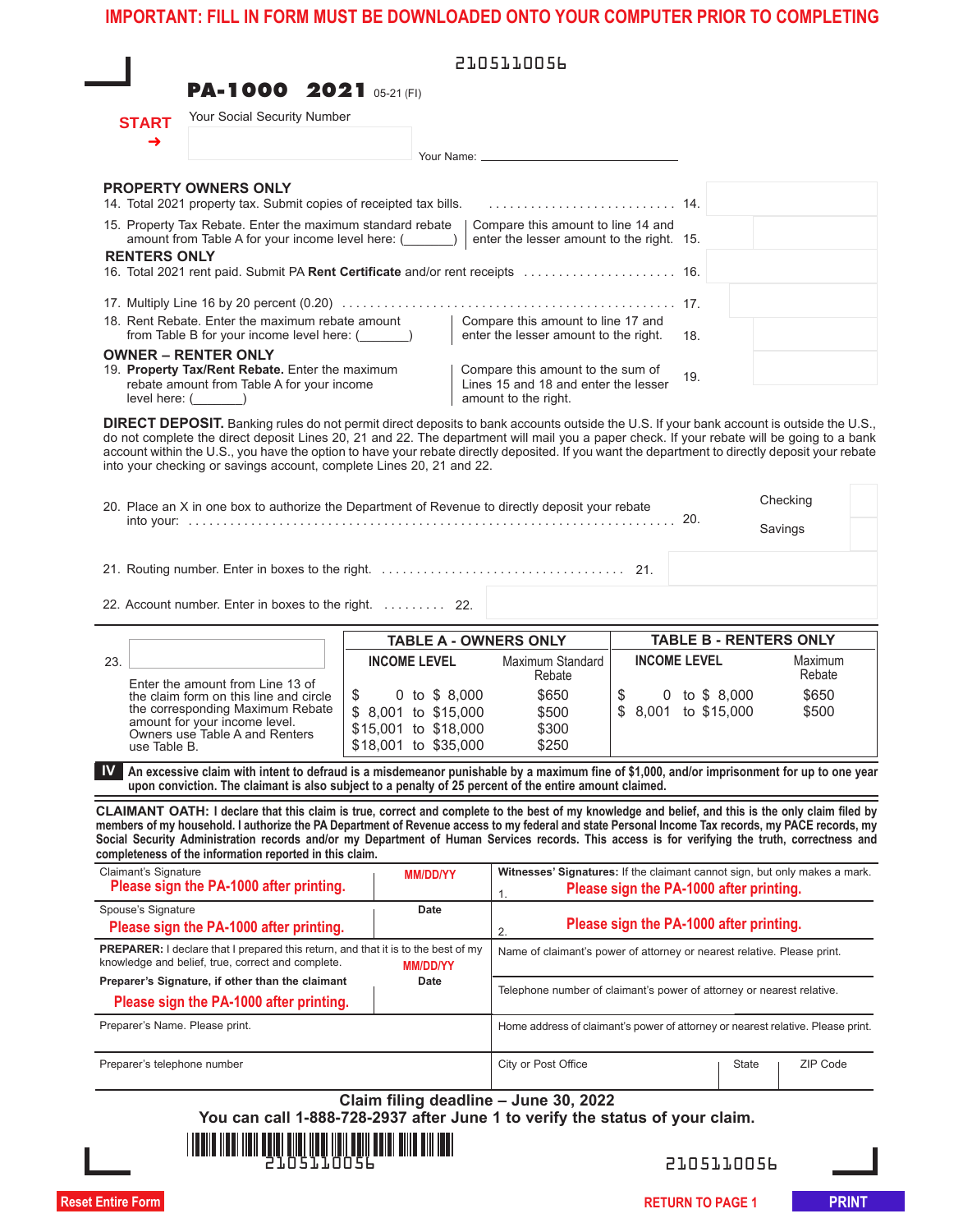IMPORTANT: FILL IN FORM MUST BE DOWNLOADED ONTO YOUR COMPUTER PRIOR TO COMPLETING

2105110056

# PA-1000 2021 05-21 (FI)

START ➜ Your Social Security Number

Your Name: ____________________

## PROPERTY OWNERS ONLY

14. Total 2021 property tax. Submit copies of receipted tax bills. . . . . . . . . . . . . . . . . . . . . . . . . . . . . 14.

15. Property Tax Rebate. Enter the maximum standard rebate amount from Table A for your income level here: (_______) | Compare this amount to line 14 and enter the lesser amount to the right. 15.

## RENTERS ONLY

16. Total 2021 rent paid. Submit PA **Rent Certificate** and/or rent receipts . . . . . . . . . . . . . . . . . . . . . . 16.

17. Multiply Line 16 by 20 percent (0.20) . . . . . . . . . . . . . . . . . . . . . . . . . . . . . . . . . . . . . . . . . . . . . . . . . 17.

18. Rent Rebate. Enter the maximum rebate amount from Table B for your income level here: (_______) | Compare this amount to line 17 and enter the lesser amount to the right. 18.

## OWNER – RENTER ONLY

19. **Property Tax/Rent Rebate.** Enter the maximum rebate amount from Table A for your income level here: (_______) | Compare this amount to the sum of Lines 15 and 18 and enter the lesser amount to the right. 19.

**DIRECT DEPOSIT.** Banking rules do not permit direct deposits to bank accounts outside the U.S. If your bank account is outside the U.S., do not complete the direct deposit Lines 20, 21 and 22. The department will mail you a paper check. If your rebate will be going to a bank account within the U.S., you have the option to have your rebate directly deposited. If you want the department to directly deposit your rebate into your checking or savings account, complete Lines 20, 21 and 22.

20. Place an X in one box to authorize the Department of Revenue to directly deposit your rebate into your: . . . . . . . . . . . . . . . . . . . . . . . . . . . . . . . . . . . . . . . . . . . . . . . . . . . . . . . . . . . . . . . . . 20. Checking Savings

21. Routing number. Enter in boxes to the right. . . . . . . . . . . . . . . . . . . . . . . . . . . . . . . . . . . . . 21.

22. Account number. Enter in boxes to the right. . . . . . . . . . 22.

23. Enter the amount from Line 13 of the claim form on this line and circle the corresponding Maximum Rebate amount for your income level. Owners use Table A and Renters use Table B.

| TABLE A - OWNERS ONLY | | TABLE B - RENTERS ONLY | |
|---|---|---|---|
| INCOME LEVEL | Maximum Standard Rebate | INCOME LEVEL | Maximum Rebate |
| $ 0 to $ 8,000 | $650 | $ 0 to $ 8,000 | $650 |
| $ 8,001 to $15,000 | $500 | $ 8,001 to $15,000 | $500 |
| $15,001 to $18,000 | $300 | | |
| $18,001 to $35,000 | $250 | | |

**IV** **An excessive claim with intent to defraud is a misdemeanor punishable by a maximum fine of $1,000, and/or imprisonment for up to one year upon conviction. The claimant is also subject to a penalty of 25 percent of the entire amount claimed.**

**CLAIMANT OATH: I declare that this claim is true, correct and complete to the best of my knowledge and belief, and this is the only claim filed by members of my household. I authorize the PA Department of Revenue access to my federal and state Personal Income Tax records, my PACE records, my Social Security Administration records and/or my Department of Human Services records. This access is for verifying the truth, correctness and completeness of the information reported in this claim.**

Claimant's Signature — Please sign the PA-1000 after printing. — MM/DD/YY

Spouse's Signature — Please sign the PA-1000 after printing. — Date

**PREPARER:** I declare that I prepared this return, and that it is to the best of my knowledge and belief, true, correct and complete. MM/DD/YY

**Preparer's Signature, if other than the claimant** — Please sign the PA-1000 after printing. — Date

Preparer's Name. Please print.

Preparer's telephone number

**Witnesses' Signatures:** If the claimant cannot sign, but only makes a mark.

1. Please sign the PA-1000 after printing.
2. Please sign the PA-1000 after printing.

Name of claimant's power of attorney or nearest relative. Please print.

Telephone number of claimant's power of attorney or nearest relative.

Home address of claimant's power of attorney or nearest relative. Please print.

City or Post Office | State | ZIP Code

**Claim filing deadline – June 30, 2022**

**You can call 1-888-728-2937 after June 1 to verify the status of your claim.**

2105110056

2105110056

Reset Entire Form | RETURN TO PAGE 1 | PRINT